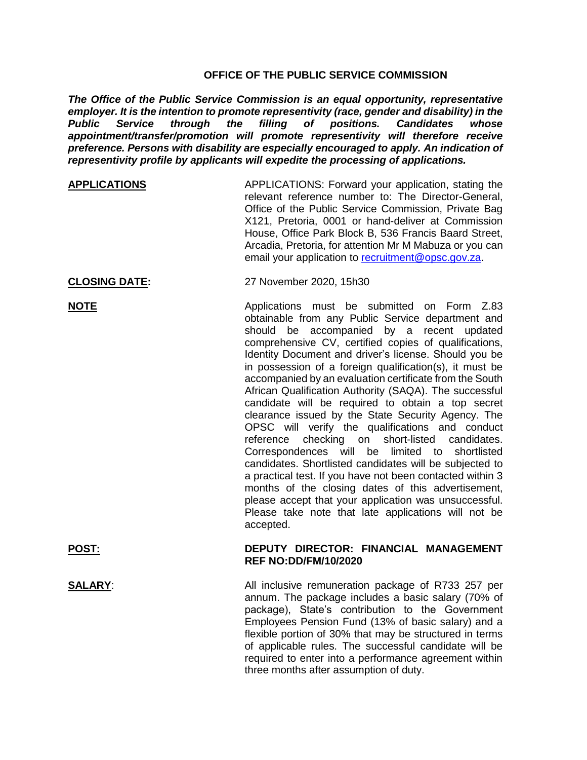## OFFICE OF THE PUBLIC SERVICE COMMISSION

***The Office of the Public Service Commission is an equal opportunity, representative employer. It is the intention to promote representivity (race, gender and disability) in the Public Service through the filling of positions. Candidates whose appointment/transfer/promotion will promote representivity will therefore receive preference. Persons with disability are especially encouraged to apply. An indication of representivity profile by applicants will expedite the processing of applications.***

**APPLICATIONS**

APPLICATIONS: Forward your application, stating the relevant reference number to: The Director-General, Office of the Public Service Commission, Private Bag X121, Pretoria, 0001 or hand-deliver at Commission House, Office Park Block B, 536 Francis Baard Street, Arcadia, Pretoria, for attention Mr M Mabuza or you can email your application to recruitment@opsc.gov.za.

**CLOSING DATE:**

27 November 2020, 15h30

**NOTE**

Applications must be submitted on Form Z.83 obtainable from any Public Service department and should be accompanied by a recent updated comprehensive CV, certified copies of qualifications, Identity Document and driver's license. Should you be in possession of a foreign qualification(s), it must be accompanied by an evaluation certificate from the South African Qualification Authority (SAQA). The successful candidate will be required to obtain a top secret clearance issued by the State Security Agency. The OPSC will verify the qualifications and conduct reference checking on short-listed candidates. Correspondences will be limited to shortlisted candidates. Shortlisted candidates will be subjected to a practical test. If you have not been contacted within 3 months of the closing dates of this advertisement, please accept that your application was unsuccessful. Please take note that late applications will not be accepted.

**POST:**

**DEPUTY DIRECTOR: FINANCIAL MANAGEMENT REF NO:DD/FM/10/2020**

**SALARY:**

All inclusive remuneration package of R733 257 per annum. The package includes a basic salary (70% of package), State's contribution to the Government Employees Pension Fund (13% of basic salary) and a flexible portion of 30% that may be structured in terms of applicable rules. The successful candidate will be required to enter into a performance agreement within three months after assumption of duty.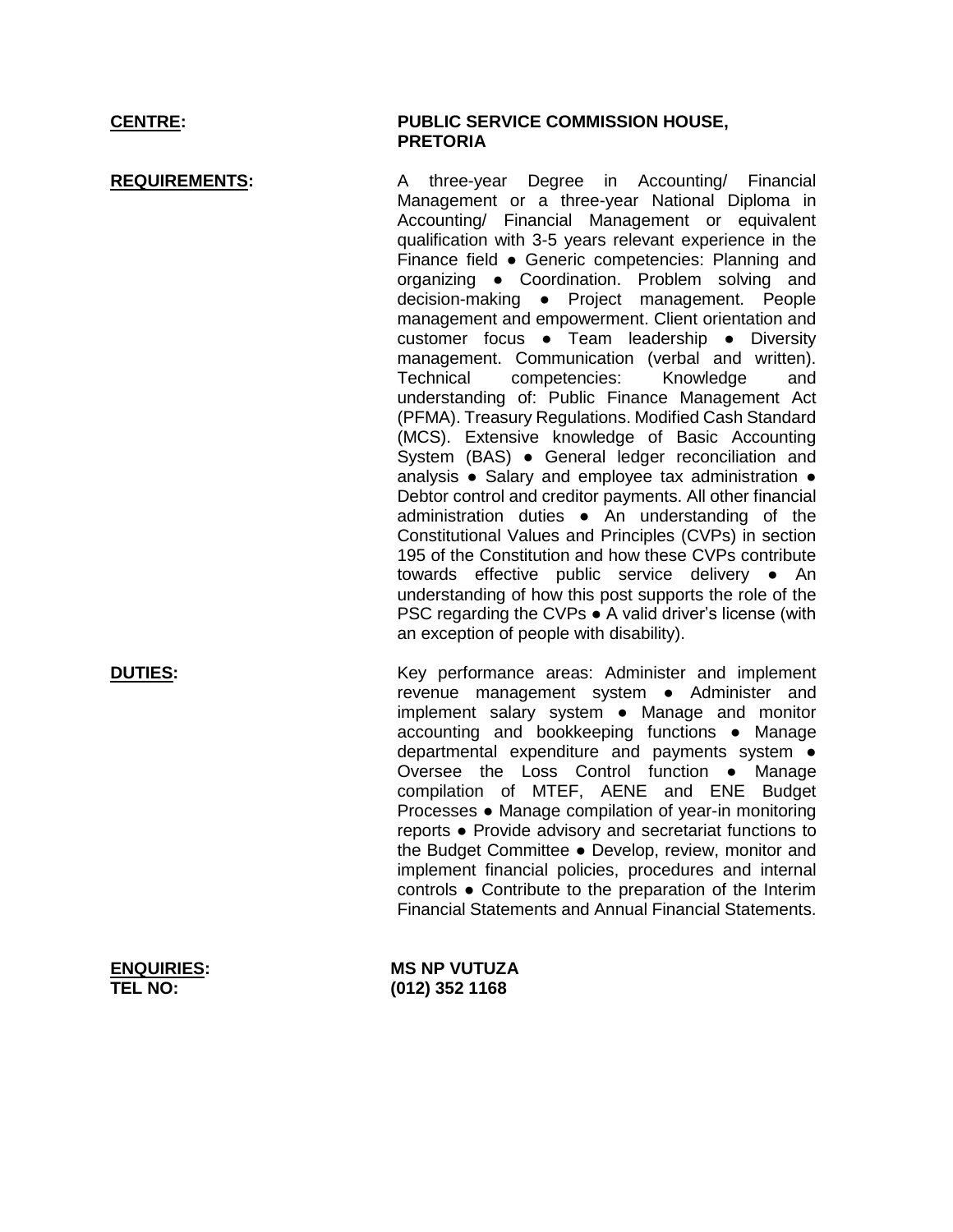**CENTRE:** **PUBLIC SERVICE COMMISSION HOUSE, PRETORIA**

**REQUIREMENTS:** A three-year Degree in Accounting/ Financial Management or a three-year National Diploma in Accounting/ Financial Management or equivalent qualification with 3-5 years relevant experience in the Finance field ● Generic competencies: Planning and organizing ● Coordination. Problem solving and decision-making ● Project management. People management and empowerment. Client orientation and customer focus ● Team leadership ● Diversity management. Communication (verbal and written). Technical competencies: Knowledge and understanding of: Public Finance Management Act (PFMA). Treasury Regulations. Modified Cash Standard (MCS). Extensive knowledge of Basic Accounting System (BAS) ● General ledger reconciliation and analysis ● Salary and employee tax administration ● Debtor control and creditor payments. All other financial administration duties ● An understanding of the Constitutional Values and Principles (CVPs) in section 195 of the Constitution and how these CVPs contribute towards effective public service delivery ● An understanding of how this post supports the role of the PSC regarding the CVPs ● A valid driver's license (with an exception of people with disability).

**DUTIES:** Key performance areas: Administer and implement revenue management system ● Administer and implement salary system ● Manage and monitor accounting and bookkeeping functions ● Manage departmental expenditure and payments system ● Oversee the Loss Control function ● Manage compilation of MTEF, AENE and ENE Budget Processes ● Manage compilation of year-in monitoring reports ● Provide advisory and secretariat functions to the Budget Committee ● Develop, review, monitor and implement financial policies, procedures and internal controls ● Contribute to the preparation of the Interim Financial Statements and Annual Financial Statements.

**ENQUIRIES:** **MS NP VUTUZA**
**TEL NO:** **(012) 352 1168**